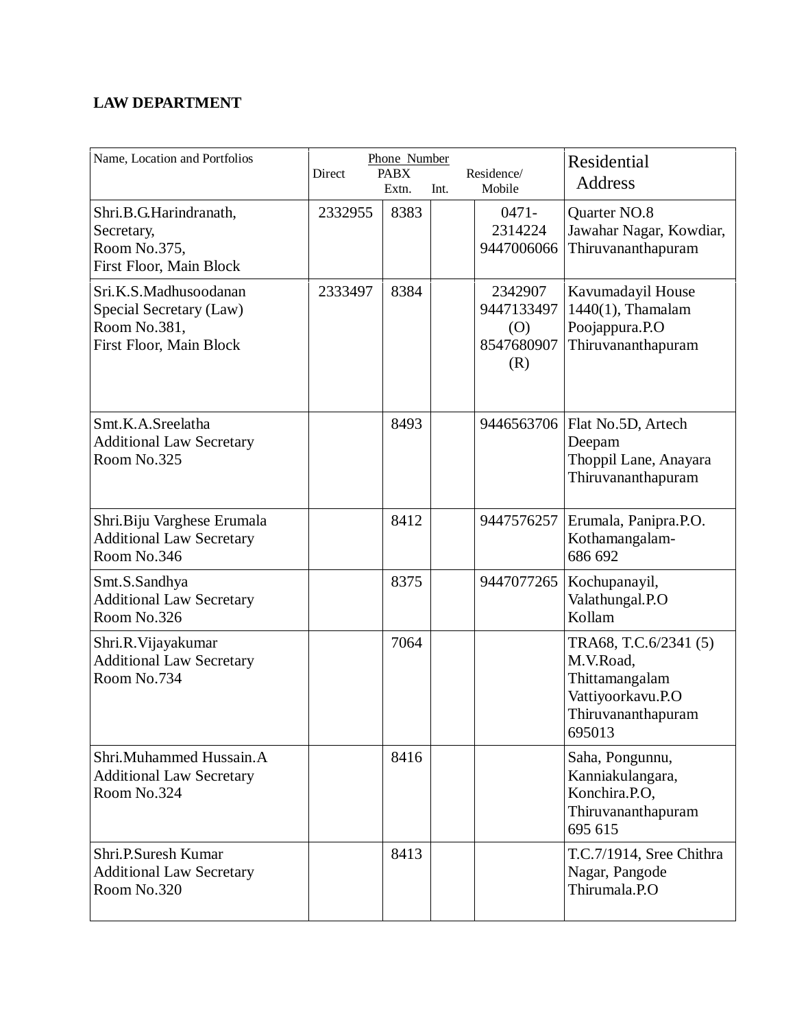**LAW DEPARTMENT**

| Name, Location and Portfolios | Phone Number Direct | PABX Extn. | Int. | Residence/ Mobile | Residential Address |
|---|---|---|---|---|---|
| Shri.B.G.Harindranath, Secretary, Room No.375, First Floor, Main Block | 2332955 | 8383 | | 0471-2314224 9447006066 | Quarter NO.8 Jawahar Nagar, Kowdiar, Thiruvananthapuram |
| Sri.K.S.Madhusoodanan Special Secretary (Law) Room No.381, First Floor, Main Block | 2333497 | 8384 | | 2342907 9447133497 (O) 8547680907 (R) | Kavumadayil House 1440(1), Thamalam Poojappura.P.O Thiruvananthapuram |
| Smt.K.A.Sreelatha Additional Law Secretary Room No.325 | | 8493 | | 9446563706 | Flat No.5D, Artech Deepam Thoppil Lane, Anayara Thiruvananthapuram |
| Shri.Biju Varghese Erumala Additional Law Secretary Room No.346 | | 8412 | | 9447576257 | Erumala, Panipra.P.O. Kothamangalam-686 692 |
| Smt.S.Sandhya Additional Law Secretary Room No.326 | | 8375 | | 9447077265 | Kochupanayil, Valathungal.P.O Kollam |
| Shri.R.Vijayakumar Additional Law Secretary Room No.734 | | 7064 | | | TRA68, T.C.6/2341 (5) M.V.Road, Thittamangalam Vattiyoorkavu.P.O Thiruvananthapuram 695013 |
| Shri.Muhammed Hussain.A Additional Law Secretary Room No.324 | | 8416 | | | Saha, Pongunnu, Kanniakulangara, Konchira.P.O, Thiruvananthapuram 695 615 |
| Shri.P.Suresh Kumar Additional Law Secretary Room No.320 | | 8413 | | | T.C.7/1914, Sree Chithra Nagar, Pangode Thirumala.P.O |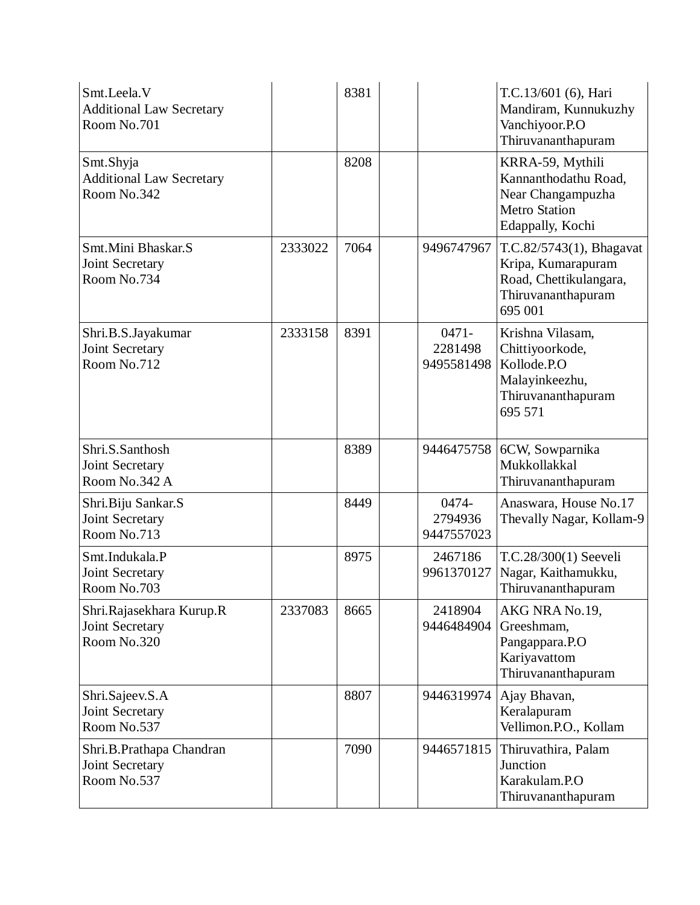| | | | | | |
|---|---|---|---|---|---|
| Smt.Leela.V<br>Additional Law Secretary<br>Room No.701 | | 8381 | | | T.C.13/601 (6), Hari Mandiram, Kunnukuzhy Vanchiyoor.P.O Thiruvananthapuram |
| Smt.Shyja<br>Additional Law Secretary<br>Room No.342 | | 8208 | | | KRRA-59, Mythili Kannanthodathu Road, Near Changampuzha Metro Station Edappally, Kochi |
| Smt.Mini Bhaskar.S<br>Joint Secretary<br>Room No.734 | 2333022 | 7064 | | 9496747967 | T.C.82/5743(1), Bhagavat Kripa, Kumarapuram Road, Chettikulangara, Thiruvananthapuram 695 001 |
| Shri.B.S.Jayakumar<br>Joint Secretary<br>Room No.712 | 2333158 | 8391 | | 0471-2281498<br>9495581498 | Krishna Vilasam, Chittiyoorkode, Kollode.P.O Malayinkeezhu, Thiruvananthapuram 695 571 |
| Shri.S.Santhosh<br>Joint Secretary<br>Room No.342 A | | 8389 | | 9446475758 | 6CW, Sowparnika Mukkollakkal Thiruvananthapuram |
| Shri.Biju Sankar.S<br>Joint Secretary<br>Room No.713 | | 8449 | | 0474-2794936<br>9447557023 | Anaswara, House No.17 Thevally Nagar, Kollam-9 |
| Smt.Indukala.P<br>Joint Secretary<br>Room No.703 | | 8975 | | 2467186<br>9961370127 | T.C.28/300(1) Seeveli Nagar, Kaithamukku, Thiruvananthapuram |
| Shri.Rajasekhara Kurup.R<br>Joint Secretary<br>Room No.320 | 2337083 | 8665 | | 2418904<br>9446484904 | AKG NRA No.19, Greeshmam, Pangappara.P.O Kariyavattom Thiruvananthapuram |
| Shri.Sajeev.S.A<br>Joint Secretary<br>Room No.537 | | 8807 | | 9446319974 | Ajay Bhavan, Keralapuram Vellimon.P.O., Kollam |
| Shri.B.Prathapa Chandran<br>Joint Secretary<br>Room No.537 | | 7090 | | 9446571815 | Thiruvathira, Palam Junction Karakulam.P.O Thiruvananthapuram |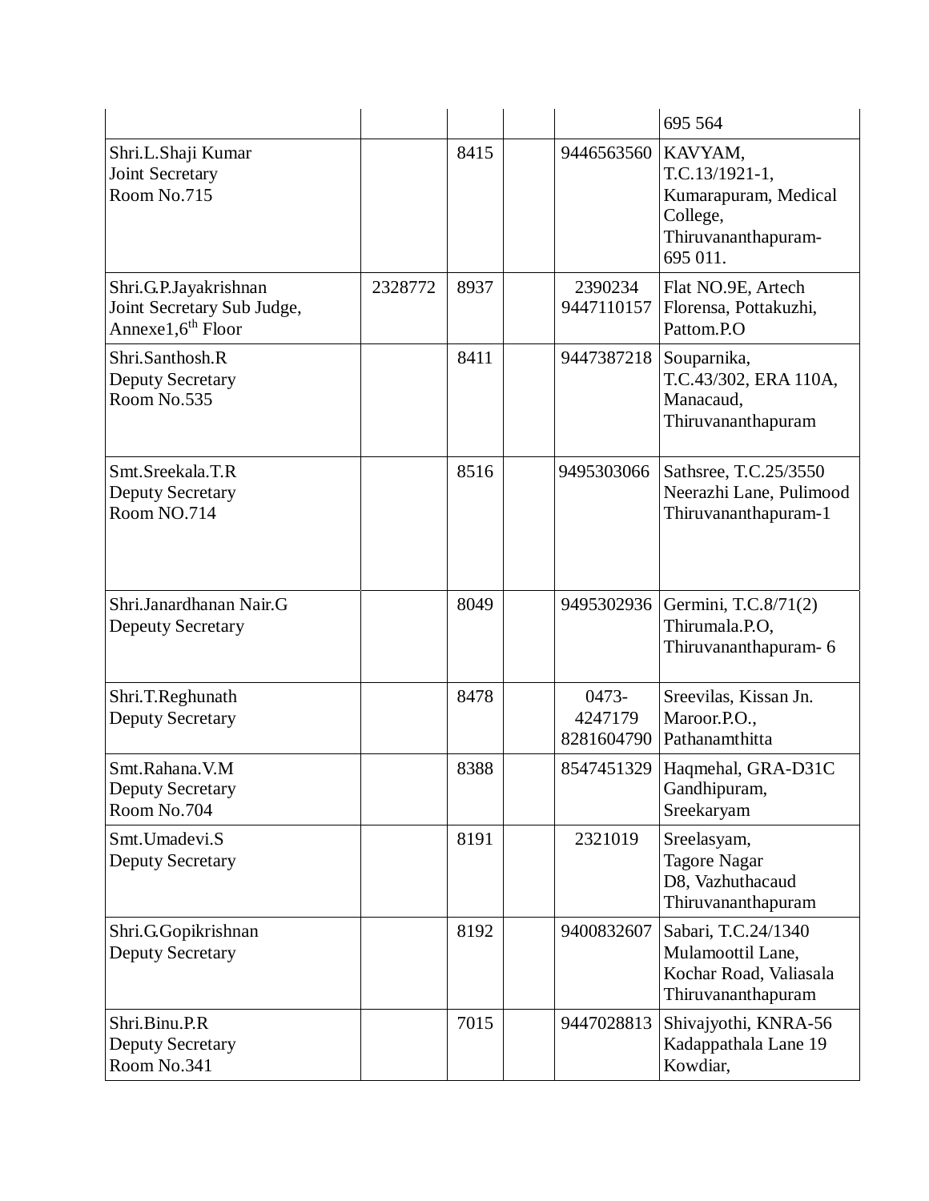| | | | | | |
|---|---|---|---|---|---|
| | | | | | 695 564 |
| Shri.L.Shaji Kumar<br>Joint Secretary<br>Room No.715 | | 8415 | | 9446563560 | KAVYAM,<br>T.C.13/1921-1,<br>Kumarapuram, Medical College,<br>Thiruvananthapuram-695 011. |
| Shri.G.P.Jayakrishnan<br>Joint Secretary Sub Judge,<br>Annexe1,6th Floor | 2328772 | 8937 | | 2390234<br>9447110157 | Flat NO.9E, Artech Florensa, Pottakuzhi, Pattom.P.O |
| Shri.Santhosh.R<br>Deputy Secretary<br>Room No.535 | | 8411 | | 9447387218 | Souparnika,<br>T.C.43/302, ERA 110A,<br>Manacaud,<br>Thiruvananthapuram |
| Smt.Sreekala.T.R<br>Deputy Secretary<br>Room NO.714 | | 8516 | | 9495303066 | Sathsree, T.C.25/3550<br>Neerazhi Lane, Pulimood<br>Thiruvananthapuram-1 |
| Shri.Janardhanan Nair.G<br>Depeuty Secretary | | 8049 | | 9495302936 | Germini, T.C.8/71(2)<br>Thirumala.P.O,<br>Thiruvananthapuram- 6 |
| Shri.T.Reghunath<br>Deputy Secretary | | 8478 | | 0473-4247179<br>8281604790 | Sreevilas, Kissan Jn.<br>Maroor.P.O.,<br>Pathanamthitta |
| Smt.Rahana.V.M<br>Deputy Secretary<br>Room No.704 | | 8388 | | 8547451329 | Haqmehal, GRA-D31C<br>Gandhipuram,<br>Sreekaryam |
| Smt.Umadevi.S<br>Deputy Secretary | | 8191 | | 2321019 | Sreelasyam,<br>Tagore Nagar<br>D8, Vazhuthacaud<br>Thiruvananthapuram |
| Shri.G.Gopikrishnan<br>Deputy Secretary | | 8192 | | 9400832607 | Sabari, T.C.24/1340<br>Mulamoottil Lane,<br>Kochar Road, Valiasala<br>Thiruvananthapuram |
| Shri.Binu.P.R<br>Deputy Secretary<br>Room No.341 | | 7015 | | 9447028813 | Shivajyothi, KNRA-56<br>Kadappathala Lane 19<br>Kowdiar, |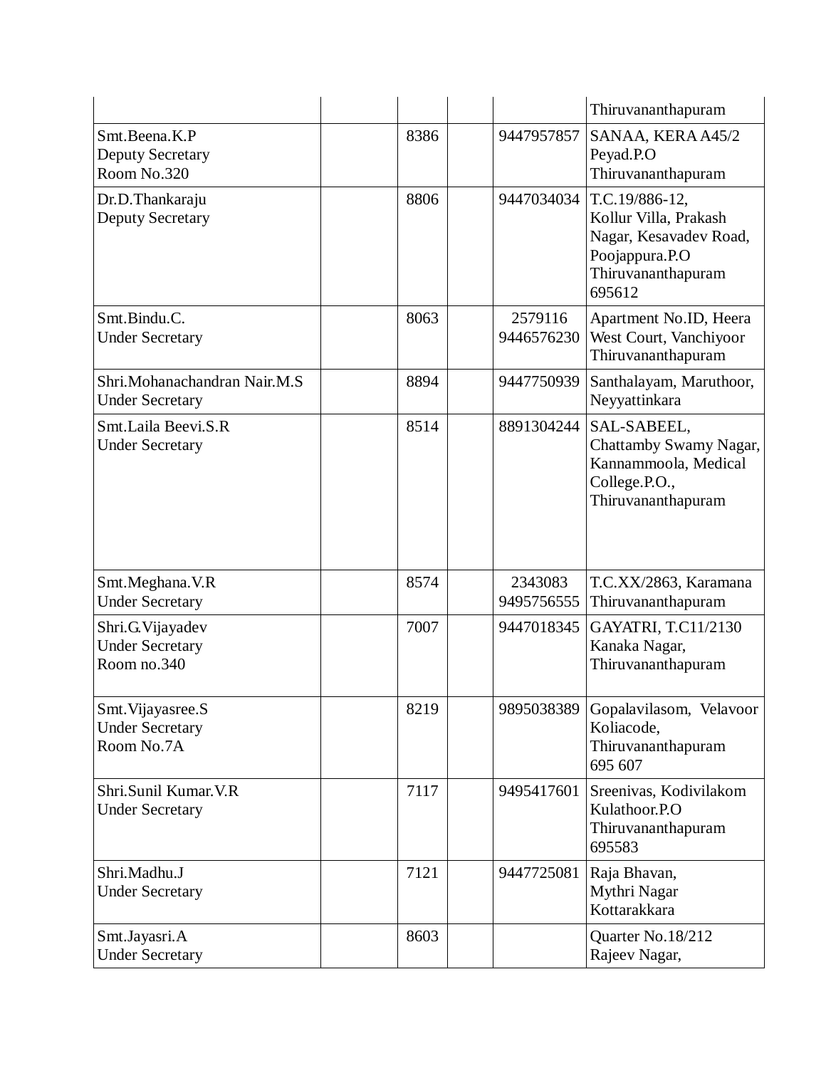| | | | | | |
|---|---|---|---|---|---|
| | | | | | Thiruvananthapuram |
| Smt.Beena.K.P<br>Deputy Secretary<br>Room No.320 | | 8386 | | 9447957857 | SANAA, KERA A45/2<br>Peyad.P.O<br>Thiruvananthapuram |
| Dr.D.Thankaraju<br>Deputy Secretary | | 8806 | | 9447034034 | T.C.19/886-12,<br>Kollur Villa, Prakash Nagar, Kesavadev Road, Poojappura.P.O<br>Thiruvananthapuram<br>695612 |
| Smt.Bindu.C.<br>Under Secretary | | 8063 | | 2579116<br>9446576230 | Apartment No.ID, Heera West Court, Vanchiyoor<br>Thiruvananthapuram |
| Shri.Mohanachandran Nair.M.S<br>Under Secretary | | 8894 | | 9447750939 | Santhalayam, Maruthoor, Neyyattinkara |
| Smt.Laila Beevi.S.R<br>Under Secretary | | 8514 | | 8891304244 | SAL-SABEEL,<br>Chattamby Swamy Nagar, Kannammoola, Medical College.P.O.,<br>Thiruvananthapuram |
| Smt.Meghana.V.R<br>Under Secretary | | 8574 | | 2343083<br>9495756555 | T.C.XX/2863, Karamana<br>Thiruvananthapuram |
| Shri.G.Vijayadev<br>Under Secretary<br>Room no.340 | | 7007 | | 9447018345 | GAYATRI, T.C11/2130<br>Kanaka Nagar,<br>Thiruvananthapuram |
| Smt.Vijayasree.S<br>Under Secretary<br>Room No.7A | | 8219 | | 9895038389 | Gopalavilasom, Velavoor Koliacode,<br>Thiruvananthapuram<br>695 607 |
| Shri.Sunil Kumar.V.R<br>Under Secretary | | 7117 | | 9495417601 | Sreenivas, Kodivilakom<br>Kulathoor.P.O<br>Thiruvananthapuram<br>695583 |
| Shri.Madhu.J<br>Under Secretary | | 7121 | | 9447725081 | Raja Bhavan,<br>Mythri Nagar<br>Kottarakkara |
| Smt.Jayasri.A<br>Under Secretary | | 8603 | | | Quarter No.18/212<br>Rajeev Nagar, |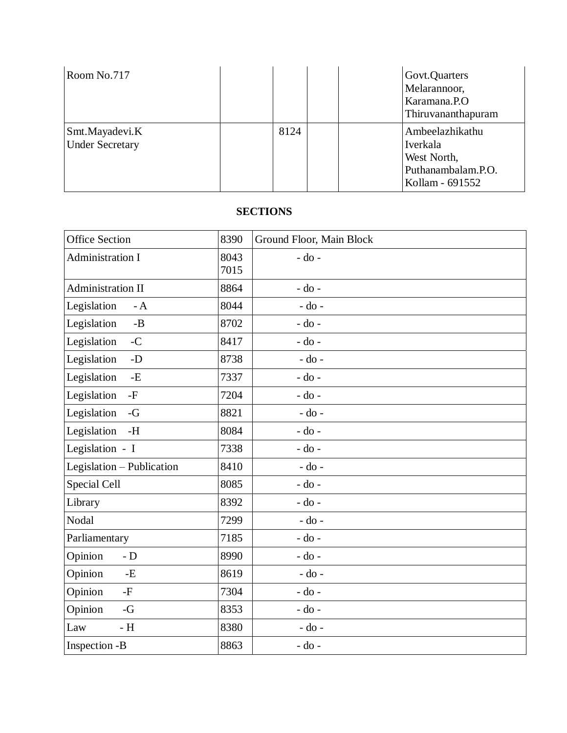| | | | | | |
|---|---|---|---|---|---|
| Room No.717 | | | | | Govt.Quarters<br>Melarannoor,<br>Karamana.P.O<br>Thiruvananthapuram |
| Smt.Mayadevi.K<br>Under Secretary | | 8124 | | | Ambeelazhikathu<br>Iverkala<br>West North,<br>Puthanambalam.P.O.<br>Kollam - 691552 |

**SECTIONS**

| | | |
|---|---|---|
| Office Section | 8390 | Ground Floor, Main Block |
| Administration I | 8043<br>7015 | - do - |
| Administration II | 8864 | - do - |
| Legislation - A | 8044 | - do - |
| Legislation -B | 8702 | - do - |
| Legislation -C | 8417 | - do - |
| Legislation -D | 8738 | - do - |
| Legislation -E | 7337 | - do - |
| Legislation -F | 7204 | - do - |
| Legislation -G | 8821 | - do - |
| Legislation -H | 8084 | - do - |
| Legislation - I | 7338 | - do - |
| Legislation – Publication | 8410 | - do - |
| Special Cell | 8085 | - do - |
| Library | 8392 | - do - |
| Nodal | 7299 | - do - |
| Parliamentary | 7185 | - do - |
| Opinion - D | 8990 | - do - |
| Opinion -E | 8619 | - do - |
| Opinion -F | 7304 | - do - |
| Opinion -G | 8353 | - do - |
| Law - H | 8380 | - do - |
| Inspection -B | 8863 | - do - |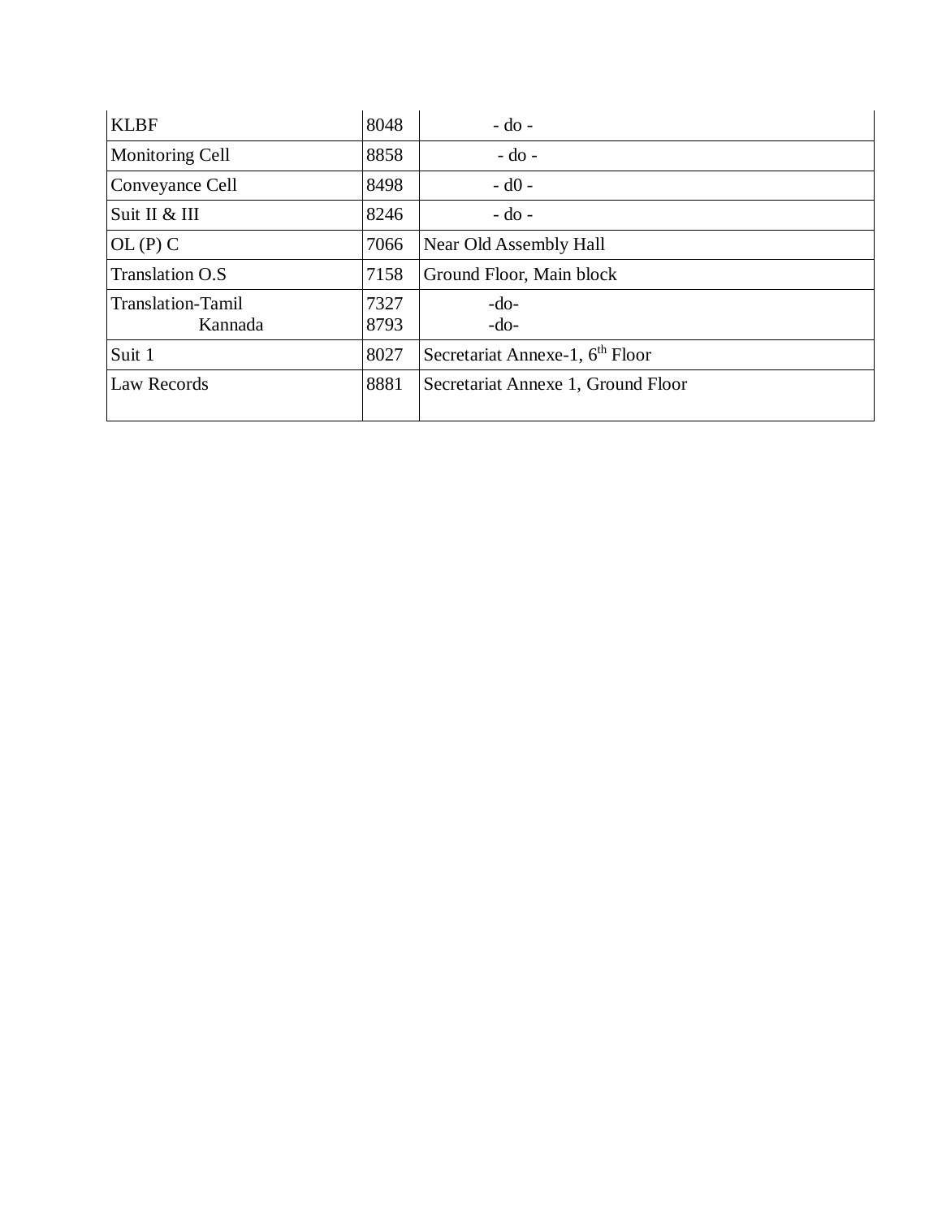| | | |
|---|---|---|
| KLBF | 8048 | - do - |
| Monitoring Cell | 8858 | - do - |
| Conveyance Cell | 8498 | - d0 - |
| Suit II & III | 8246 | - do - |
| OL (P) C | 7066 | Near Old Assembly Hall |
| Translation O.S | 7158 | Ground Floor, Main block |
| Translation-Tamil<br>Kannada | 7327<br>8793 | -do-<br>-do- |
| Suit 1 | 8027 | Secretariat Annexe-1, 6th Floor |
| Law Records | 8881 | Secretariat Annexe 1, Ground Floor |